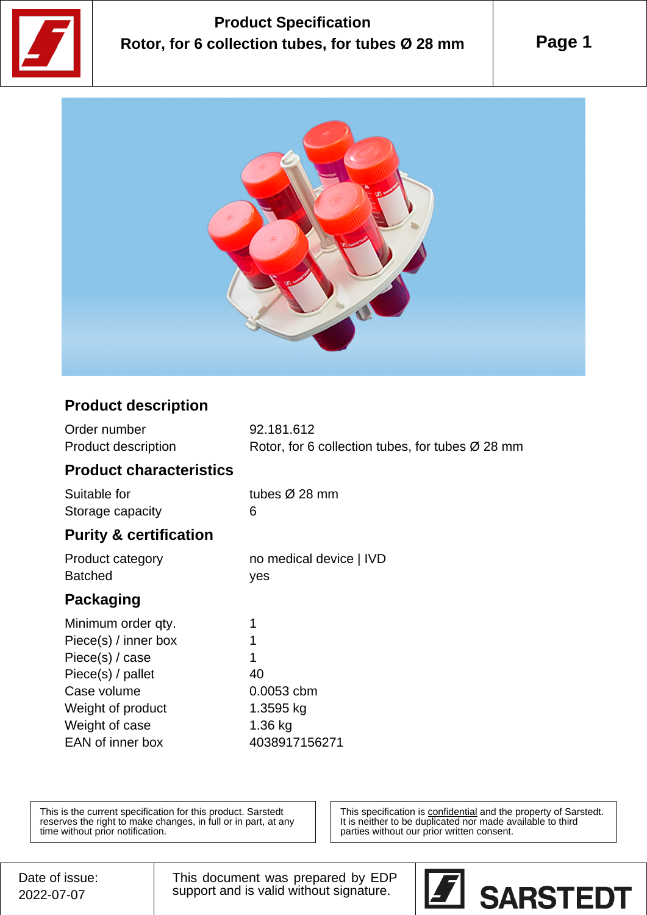# Product Specification

## Rotor, for 6 collection tubes, for tubes Ø 28 mm

### Product description

| | |
|---|---|
| Order number | 92.181.612 |
| Product description | Rotor, for 6 collection tubes, for tubes Ø 28 mm |

### Product characteristics

| | |
|---|---|
| Suitable for | tubes Ø 28 mm |
| Storage capacity | 6 |

### Purity & certification

| | |
|---|---|
| Product category | no medical device \| IVD |
| Batched | yes |

### Packaging

| | |
|---|---|
| Minimum order qty. | 1 |
| Piece(s) / inner box | 1 |
| Piece(s) / case | 1 |
| Piece(s) / pallet | 40 |
| Case volume | 0.0053 cbm |
| Weight of product | 1.3595 kg |
| Weight of case | 1.36 kg |
| EAN of inner box | 4038917156271 |

This is the current specification for this product. Sarstedt reserves the right to make changes, in full or in part, at any time without prior notification.

This specification is confidential and the property of Sarstedt. It is neither to be duplicated nor made available to third parties without our prior written consent.

Date of issue: 2022-07-07

This document was prepared by EDP support and is valid without signature.

SARSTEDT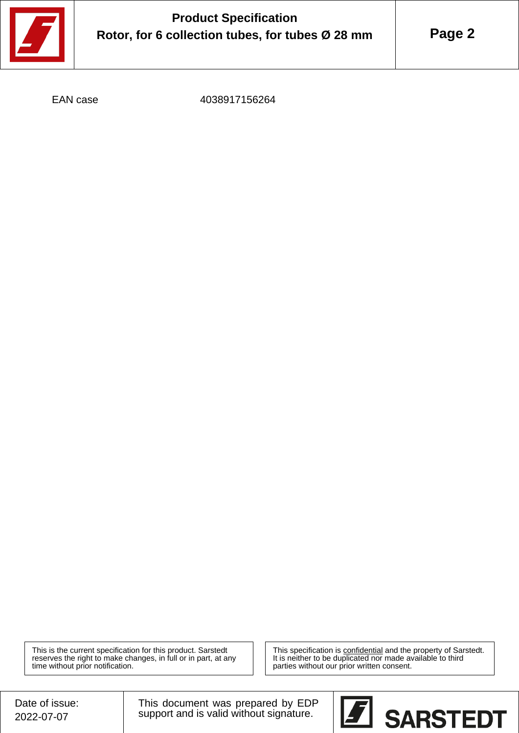| | |
|---|---|
| EAN case | 4038917156264 |

This is the current specification for this product. Sarstedt reserves the right to make changes, in full or in part, at any time without prior notification.

This specification is confidential and the property of Sarstedt. It is neither to be duplicated nor made available to third parties without our prior written consent.

Date of issue:
2022-07-07

This document was prepared by EDP support and is valid without signature.